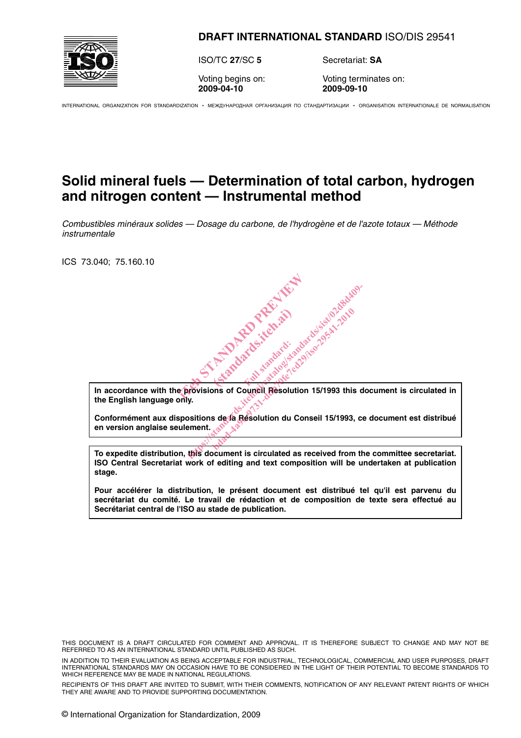**DRAFT INTERNATIONAL STANDARD** ISO/DIS 29541

ISO/TC **27**/SC **5** Secretariat: **SA**

Voting begins on: **2009-04-10** Voting terminates on: **2009-09-10**

INTERNATIONAL ORGANIZATION FOR STANDARDIZATION • МЕЖДУНАРОДНАЯ ОРГАНИЗАЦИЯ ПО СТАНДАРТИЗАЦИИ • ORGANISATION INTERNATIONALE DE NORMALISATION

# Solid mineral fuels — Determination of total carbon, hydrogen and nitrogen content — Instrumental method

*Combustibles minéraux solides — Dosage du carbone, de l'hydrogène et de l'azote totaux — Méthode instrumentale*

ICS 73.040; 75.160.10

**In accordance with the provisions of Council Resolution 15/1993 this document is circulated in the English language only.**

**Conformément aux dispositions de la Résolution du Conseil 15/1993, ce document est distribué en version anglaise seulement.**

**To expedite distribution, this document is circulated as received from the committee secretariat. ISO Central Secretariat work of editing and text composition will be undertaken at publication stage.**

**Pour accélérer la distribution, le présent document est distribué tel qu'il est parvenu du secrétariat du comité. Le travail de rédaction et de composition de texte sera effectué au Secrétariat central de l'ISO au stade de publication.**

THIS DOCUMENT IS A DRAFT CIRCULATED FOR COMMENT AND APPROVAL. IT IS THEREFORE SUBJECT TO CHANGE AND MAY NOT BE REFERRED TO AS AN INTERNATIONAL STANDARD UNTIL PUBLISHED AS SUCH.

IN ADDITION TO THEIR EVALUATION AS BEING ACCEPTABLE FOR INDUSTRIAL, TECHNOLOGICAL, COMMERCIAL AND USER PURPOSES, DRAFT INTERNATIONAL STANDARDS MAY ON OCCASION HAVE TO BE CONSIDERED IN THE LIGHT OF THEIR POTENTIAL TO BECOME STANDARDS TO WHICH REFERENCE MAY BE MADE IN NATIONAL REGULATIONS.

RECIPIENTS OF THIS DRAFT ARE INVITED TO SUBMIT, WITH THEIR COMMENTS, NOTIFICATION OF ANY RELEVANT PATENT RIGHTS OF WHICH THEY ARE AWARE AND TO PROVIDE SUPPORTING DOCUMENTATION.

© International Organization for Standardization, 2009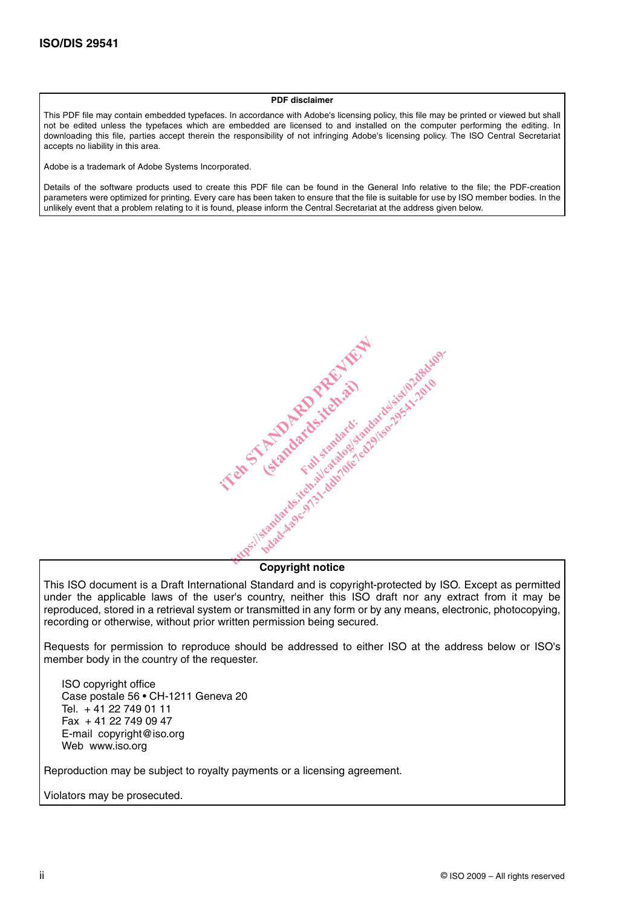**PDF disclaimer**

This PDF file may contain embedded typefaces. In accordance with Adobe's licensing policy, this file may be printed or viewed but shall not be edited unless the typefaces which are embedded are licensed to and installed on the computer performing the editing. In downloading this file, parties accept therein the responsibility of not infringing Adobe's licensing policy. The ISO Central Secretariat accepts no liability in this area.

Adobe is a trademark of Adobe Systems Incorporated.

Details of the software products used to create this PDF file can be found in the General Info relative to the file; the PDF-creation parameters were optimized for printing. Every care has been taken to ensure that the file is suitable for use by ISO member bodies. In the unlikely event that a problem relating to it is found, please inform the Central Secretariat at the address given below.

**Copyright notice**

This ISO document is a Draft International Standard and is copyright-protected by ISO. Except as permitted under the applicable laws of the user's country, neither this ISO draft nor any extract from it may be reproduced, stored in a retrieval system or transmitted in any form or by any means, electronic, photocopying, recording or otherwise, without prior written permission being secured.

Requests for permission to reproduce should be addressed to either ISO at the address below or ISO's member body in the country of the requester.

ISO copyright office
Case postale 56 • CH-1211 Geneva 20
Tel. + 41 22 749 01 11
Fax + 41 22 749 09 47
E-mail copyright@iso.org
Web www.iso.org

Reproduction may be subject to royalty payments or a licensing agreement.

Violators may be prosecuted.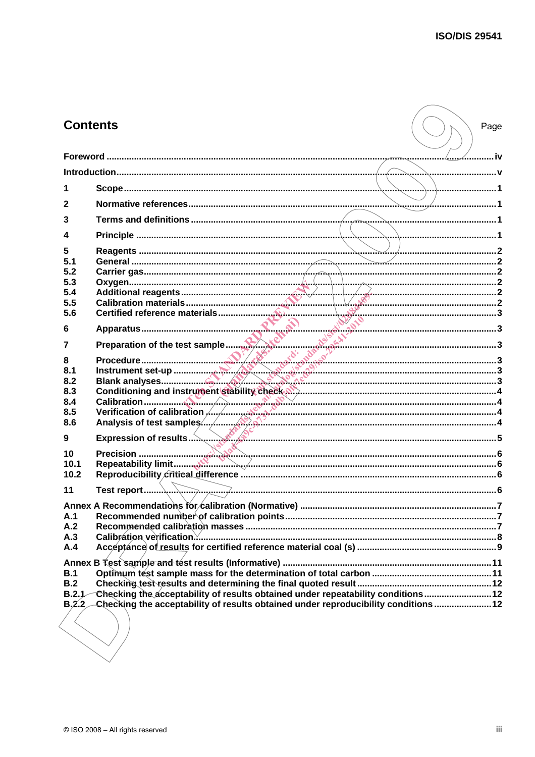## Contents

Page

Foreword ........ iv

Introduction ........ v

1 Scope ........ 1

2 Normative references ........ 1

3 Terms and definitions ........ 1

4 Principle ........ 1

5 Reagents ........ 2

5.1 General ........ 2

5.2 Carrier gas ........ 2

5.3 Oxygen ........ 2

5.4 Additional reagents ........ 2

5.5 Calibration materials ........ 2

5.6 Certified reference materials ........ 3

6 Apparatus ........ 3

7 Preparation of the test sample ........ 3

8 Procedure ........ 3

8.1 Instrument set-up ........ 3

8.2 Blank analyses ........ 3

8.3 Conditioning and instrument stability check ........ 4

8.4 Calibration ........ 4

8.5 Verification of calibration ........ 4

8.6 Analysis of test samples ........ 4

9 Expression of results ........ 5

10 Precision ........ 6

10.1 Repeatability limit ........ 6

10.2 Reproducibility critical difference ........ 6

11 Test report ........ 6

Annex A Recommendations for calibration (Normative) ........ 7

A.1 Recommended number of calibration points ........ 7

A.2 Recommended calibration masses ........ 7

A.3 Calibration verification ........ 8

A.4 Acceptance of results for certified reference material coal (s) ........ 9

Annex B Test sample and test results (Informative) ........ 11

B.1 Optimum test sample mass for the determination of total carbon ........ 11

B.2 Checking test results and determining the final quoted result ........ 12

B.2.1 Checking the acceptability of results obtained under repeatability conditions ........ 12

B.2.2 Checking the acceptability of results obtained under reproducibility conditions ........ 12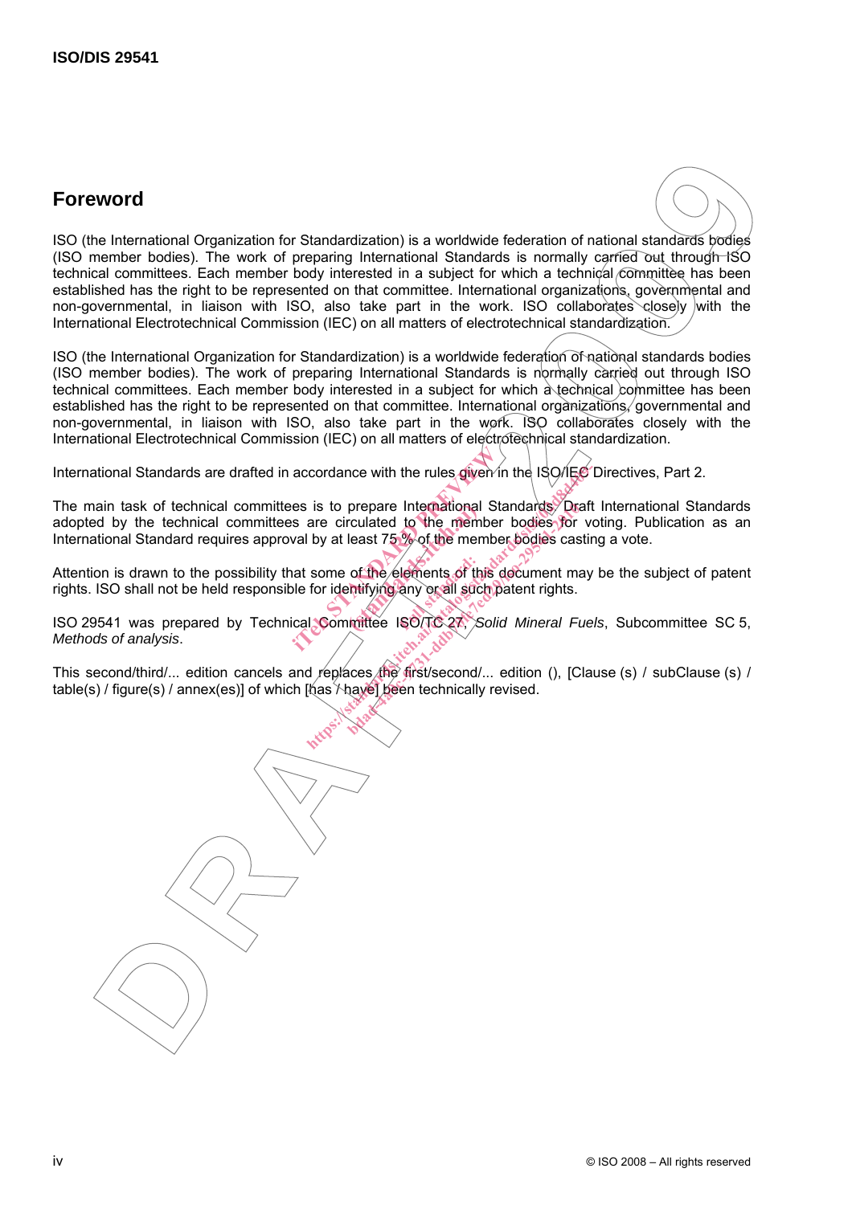## Foreword

ISO (the International Organization for Standardization) is a worldwide federation of national standards bodies (ISO member bodies). The work of preparing International Standards is normally carried out through ISO technical committees. Each member body interested in a subject for which a technical committee has been established has the right to be represented on that committee. International organizations, governmental and non-governmental, in liaison with ISO, also take part in the work. ISO collaborates closely with the International Electrotechnical Commission (IEC) on all matters of electrotechnical standardization.

ISO (the International Organization for Standardization) is a worldwide federation of national standards bodies (ISO member bodies). The work of preparing International Standards is normally carried out through ISO technical committees. Each member body interested in a subject for which a technical committee has been established has the right to be represented on that committee. International organizations, governmental and non-governmental, in liaison with ISO, also take part in the work. ISO collaborates closely with the International Electrotechnical Commission (IEC) on all matters of electrotechnical standardization.

International Standards are drafted in accordance with the rules given in the ISO/IEC Directives, Part 2.

The main task of technical committees is to prepare International Standards. Draft International Standards adopted by the technical committees are circulated to the member bodies for voting. Publication as an International Standard requires approval by at least 75 % of the member bodies casting a vote.

Attention is drawn to the possibility that some of the elements of this document may be the subject of patent rights. ISO shall not be held responsible for identifying any or all such patent rights.

ISO 29541 was prepared by Technical Committee ISO/TC 27, *Solid Mineral Fuels*, Subcommittee SC 5, *Methods of analysis*.

This second/third/... edition cancels and replaces the first/second/... edition (), [Clause (s) / subClause (s) / table(s) / figure(s) / annex(es)] of which [has / have] been technically revised.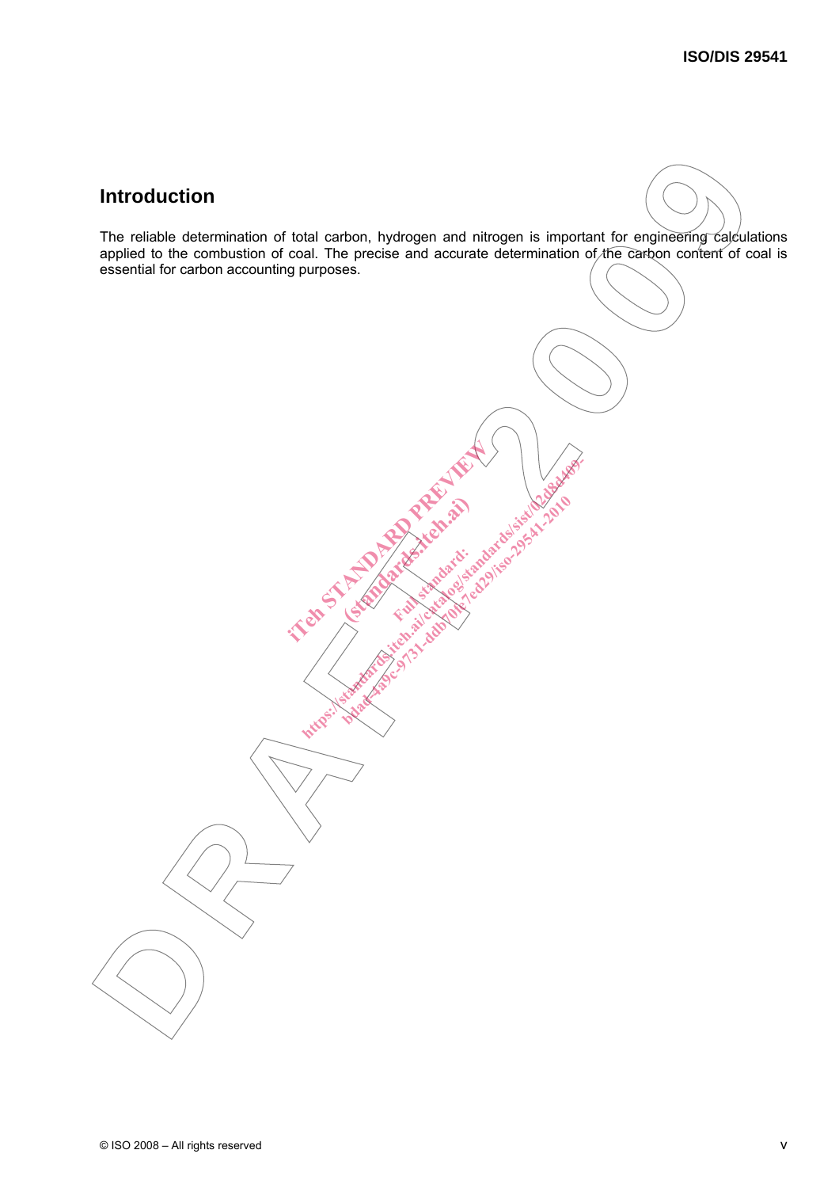## Introduction

The reliable determination of total carbon, hydrogen and nitrogen is important for engineering calculations applied to the combustion of coal. The precise and accurate determination of the carbon content of coal is essential for carbon accounting purposes.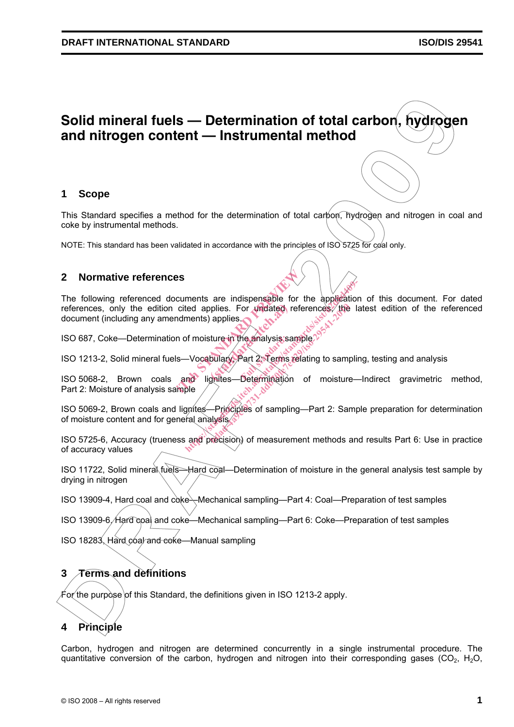# Solid mineral fuels — Determination of total carbon, hydrogen and nitrogen content — Instrumental method

## 1 Scope

This Standard specifies a method for the determination of total carbon, hydrogen and nitrogen in coal and coke by instrumental methods.

NOTE: This standard has been validated in accordance with the principles of ISO 5725 for coal only.

## 2 Normative references

The following referenced documents are indispensable for the application of this document. For dated references, only the edition cited applies. For undated references, the latest edition of the referenced document (including any amendments) applies.

ISO 687, Coke—Determination of moisture in the analysis sample

ISO 1213-2, Solid mineral fuels—Vocabulary, Part 2: Terms relating to sampling, testing and analysis

ISO 5068-2, Brown coals and lignites—Determination of moisture—Indirect gravimetric method, Part 2: Moisture of analysis sample

ISO 5069-2, Brown coals and lignites—Principles of sampling—Part 2: Sample preparation for determination of moisture content and for general analysis

ISO 5725-6, Accuracy (trueness and precision) of measurement methods and results Part 6: Use in practice of accuracy values

ISO 11722, Solid mineral fuels—Hard coal—Determination of moisture in the general analysis test sample by drying in nitrogen

ISO 13909-4, Hard coal and coke—Mechanical sampling—Part 4: Coal—Preparation of test samples

ISO 13909-6, Hard coal and coke—Mechanical sampling—Part 6: Coke—Preparation of test samples

ISO 18283, Hard coal and coke—Manual sampling

## 3 Terms and definitions

For the purpose of this Standard, the definitions given in ISO 1213-2 apply.

## 4 Principle

Carbon, hydrogen and nitrogen are determined concurrently in a single instrumental procedure. The quantitative conversion of the carbon, hydrogen and nitrogen into their corresponding gases ($CO_2$, $H_2O$,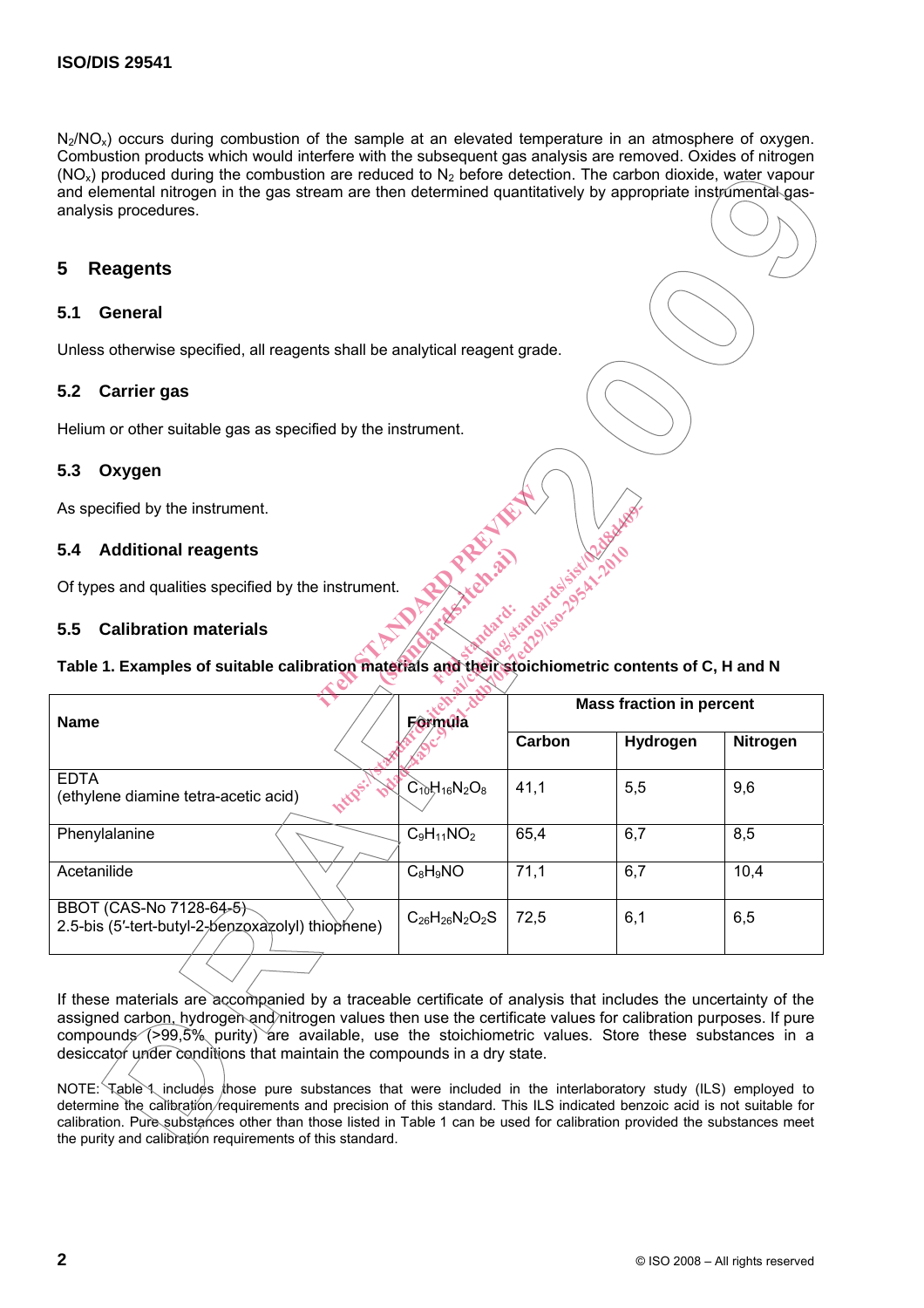$N_2/NO_x$) occurs during combustion of the sample at an elevated temperature in an atmosphere of oxygen. Combustion products which would interfere with the subsequent gas analysis are removed. Oxides of nitrogen ($NO_x$) produced during the combustion are reduced to $N_2$ before detection. The carbon dioxide, water vapour and elemental nitrogen in the gas stream are then determined quantitatively by appropriate instrumental gas-analysis procedures.

## 5 Reagents

### 5.1 General

Unless otherwise specified, all reagents shall be analytical reagent grade.

### 5.2 Carrier gas

Helium or other suitable gas as specified by the instrument.

### 5.3 Oxygen

As specified by the instrument.

### 5.4 Additional reagents

Of types and qualities specified by the instrument.

### 5.5 Calibration materials

**Table 1. Examples of suitable calibration materials and their stoichiometric contents of C, H and N**

| Name | Formula | Mass fraction in percent | | |
|---|---|---|---|---|
| | | Carbon | Hydrogen | Nitrogen |
| EDTA (ethylene diamine tetra-acetic acid) | $C_{10}H_{16}N_2O_8$ | 41,1 | 5,5 | 9,6 |
| Phenylalanine | $C_9H_{11}NO_2$ | 65,4 | 6,7 | 8,5 |
| Acetanilide | $C_8H_9NO$ | 71,1 | 6,7 | 10,4 |
| BBOT (CAS-No 7128-64-5) 2.5-bis (5′-tert-butyl-2-benzoxazolyl) thiophene) | $C_{26}H_{26}N_2O_2S$ | 72,5 | 6,1 | 6,5 |

If these materials are accompanied by a traceable certificate of analysis that includes the uncertainty of the assigned carbon, hydrogen and nitrogen values then use the certificate values for calibration purposes. If pure compounds (>99,5% purity) are available, use the stoichiometric values. Store these substances in a desiccator under conditions that maintain the compounds in a dry state.

NOTE: Table 1 includes those pure substances that were included in the interlaboratory study (ILS) employed to determine the calibration requirements and precision of this standard. This ILS indicated benzoic acid is not suitable for calibration. Pure substances other than those listed in Table 1 can be used for calibration provided the substances meet the purity and calibration requirements of this standard.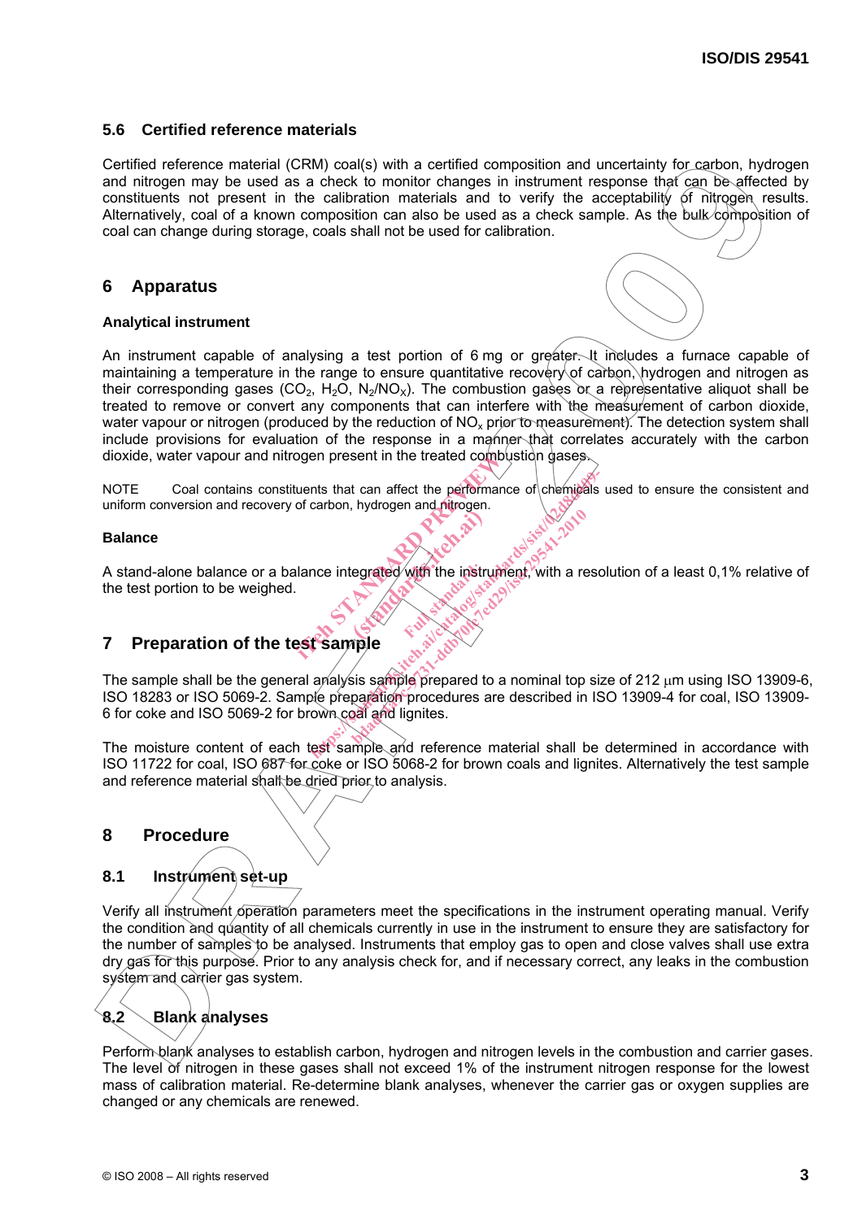## 5.6 Certified reference materials

Certified reference material (CRM) coal(s) with a certified composition and uncertainty for carbon, hydrogen and nitrogen may be used as a check to monitor changes in instrument response that can be affected by constituents not present in the calibration materials and to verify the acceptability of nitrogen results. Alternatively, coal of a known composition can also be used as a check sample. As the bulk composition of coal can change during storage, coals shall not be used for calibration.

# 6 Apparatus

**Analytical instrument**

An instrument capable of analysing a test portion of 6 mg or greater. It includes a furnace capable of maintaining a temperature in the range to ensure quantitative recovery of carbon, hydrogen and nitrogen as their corresponding gases ($CO_2$, $H_2O$, $N_2/NO_X$). The combustion gases or a representative aliquot shall be treated to remove or convert any components that can interfere with the measurement of carbon dioxide, water vapour or nitrogen (produced by the reduction of $NO_x$ prior to measurement). The detection system shall include provisions for evaluation of the response in a manner that correlates accurately with the carbon dioxide, water vapour and nitrogen present in the treated combustion gases.

NOTE Coal contains constituents that can affect the performance of chemicals used to ensure the consistent and uniform conversion and recovery of carbon, hydrogen and nitrogen.

**Balance**

A stand-alone balance or a balance integrated with the instrument, with a resolution of a least 0,1% relative of the test portion to be weighed.

# 7 Preparation of the test sample

The sample shall be the general analysis sample prepared to a nominal top size of 212 μm using ISO 13909-6, ISO 18283 or ISO 5069-2. Sample preparation procedures are described in ISO 13909-4 for coal, ISO 13909-6 for coke and ISO 5069-2 for brown coal and lignites.

The moisture content of each test sample and reference material shall be determined in accordance with ISO 11722 for coal, ISO 687 for coke or ISO 5068-2 for brown coals and lignites. Alternatively the test sample and reference material shall be dried prior to analysis.

# 8 Procedure

## 8.1 Instrument set-up

Verify all instrument operation parameters meet the specifications in the instrument operating manual. Verify the condition and quantity of all chemicals currently in use in the instrument to ensure they are satisfactory for the number of samples to be analysed. Instruments that employ gas to open and close valves shall use extra dry gas for this purpose. Prior to any analysis check for, and if necessary correct, any leaks in the combustion system and carrier gas system.

## 8.2 Blank analyses

Perform blank analyses to establish carbon, hydrogen and nitrogen levels in the combustion and carrier gases. The level of nitrogen in these gases shall not exceed 1% of the instrument nitrogen response for the lowest mass of calibration material. Re-determine blank analyses, whenever the carrier gas or oxygen supplies are changed or any chemicals are renewed.